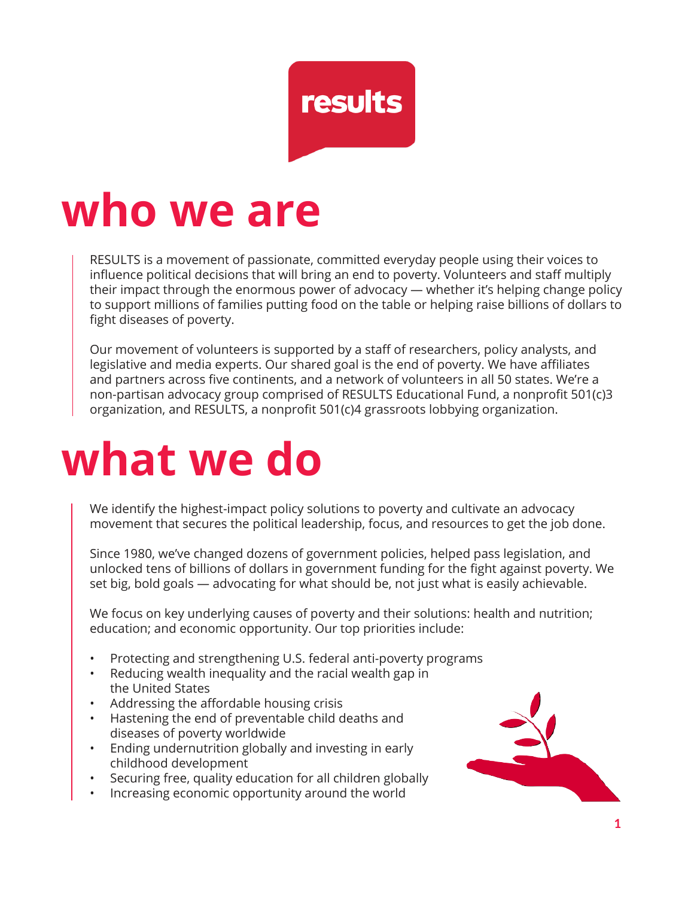results

# who we are

RESULTS is a movement of passionate, committed everyday people using their voices to influence political decisions that will bring an end to poverty. Volunteers and staff multiply their impact through the enormous power of advocacy — whether it's helping change policy to support millions of families putting food on the table or helping raise billions of dollars to fight diseases of poverty.

Our movement of volunteers is supported by a staff of researchers, policy analysts, and legislative and media experts. Our shared goal is the end of poverty. We have affiliates and partners across five continents, and a network of volunteers in all 50 states. We're a non-partisan advocacy group comprised of RESULTS Educational Fund, a nonprofit 501(c)3 organization, and RESULTS, a nonprofit 501(c)4 grassroots lobbying organization.

# what we do

We identify the highest-impact policy solutions to poverty and cultivate an advocacy movement that secures the political leadership, focus, and resources to get the job done.

Since 1980, we've changed dozens of government policies, helped pass legislation, and unlocked tens of billions of dollars in government funding for the fight against poverty. We set big, bold goals — advocating for what should be, not just what is easily achievable.

We focus on key underlying causes of poverty and their solutions: health and nutrition; education; and economic opportunity. Our top priorities include:

- Protecting and strengthening U.S. federal anti-poverty programs
- Reducing wealth inequality and the racial wealth gap in the United States
- Addressing the affordable housing crisis
- Hastening the end of preventable child deaths and diseases of poverty worldwide
- Ending undernutrition globally and investing in early childhood development
- Securing free, quality education for all children globally
- Increasing economic opportunity around the world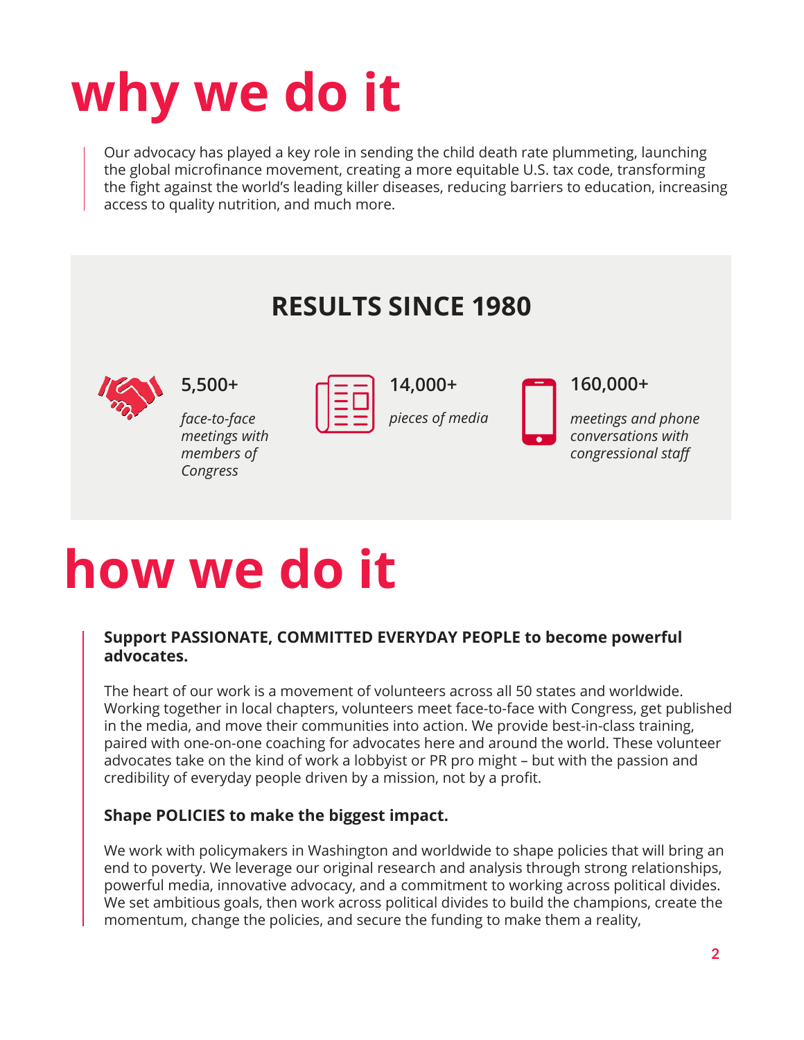# why we do it

Our advocacy has played a key role in sending the child death rate plummeting, launching the global microfinance movement, creating a more equitable U.S. tax code, transforming the fight against the world's leading killer diseases, reducing barriers to education, increasing access to quality nutrition, and much more.

## RESULTS SINCE 1980

**5,500+**

*face-to-face meetings with members of Congress*

**14,000+**

*pieces of media*

**160,000+**

*meetings and phone conversations with congressional staff*

# how we do it

**Support PASSIONATE, COMMITTED EVERYDAY PEOPLE to become powerful advocates.**

The heart of our work is a movement of volunteers across all 50 states and worldwide. Working together in local chapters, volunteers meet face-to-face with Congress, get published in the media, and move their communities into action. We provide best-in-class training, paired with one-on-one coaching for advocates here and around the world. These volunteer advocates take on the kind of work a lobbyist or PR pro might – but with the passion and credibility of everyday people driven by a mission, not by a profit.

**Shape POLICIES to make the biggest impact.**

We work with policymakers in Washington and worldwide to shape policies that will bring an end to poverty. We leverage our original research and analysis through strong relationships, powerful media, innovative advocacy, and a commitment to working across political divides. We set ambitious goals, then work across political divides to build the champions, create the momentum, change the policies, and secure the funding to make them a reality,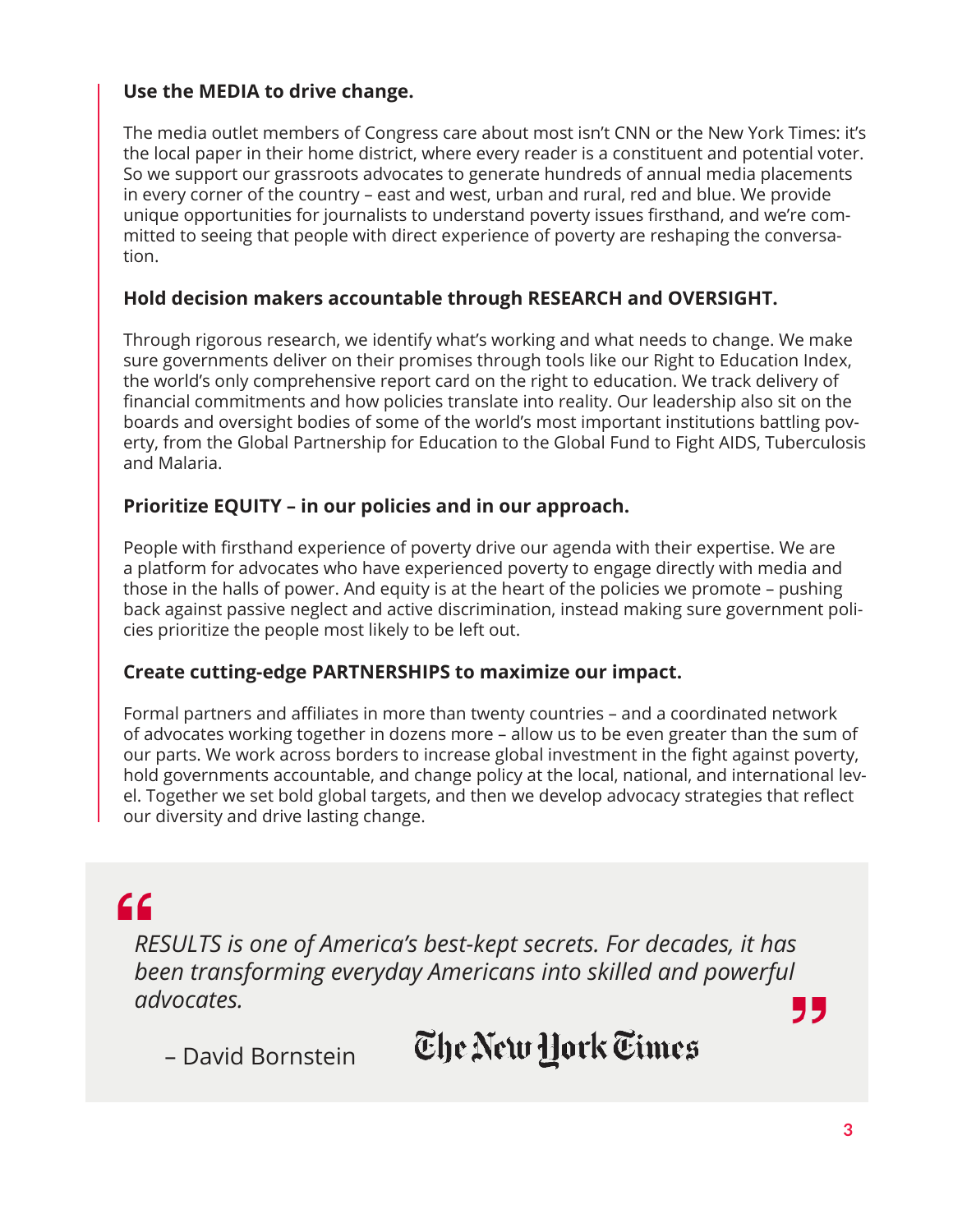### Use the MEDIA to drive change.

The media outlet members of Congress care about most isn't CNN or the New York Times: it's the local paper in their home district, where every reader is a constituent and potential voter. So we support our grassroots advocates to generate hundreds of annual media placements in every corner of the country – east and west, urban and rural, red and blue. We provide unique opportunities for journalists to understand poverty issues firsthand, and we're committed to seeing that people with direct experience of poverty are reshaping the conversation.

### Hold decision makers accountable through RESEARCH and OVERSIGHT.

Through rigorous research, we identify what's working and what needs to change. We make sure governments deliver on their promises through tools like our Right to Education Index, the world's only comprehensive report card on the right to education. We track delivery of financial commitments and how policies translate into reality. Our leadership also sit on the boards and oversight bodies of some of the world's most important institutions battling poverty, from the Global Partnership for Education to the Global Fund to Fight AIDS, Tuberculosis and Malaria.

### Prioritize EQUITY – in our policies and in our approach.

People with firsthand experience of poverty drive our agenda with their expertise. We are a platform for advocates who have experienced poverty to engage directly with media and those in the halls of power. And equity is at the heart of the policies we promote – pushing back against passive neglect and active discrimination, instead making sure government policies prioritize the people most likely to be left out.

### Create cutting-edge PARTNERSHIPS to maximize our impact.

Formal partners and affiliates in more than twenty countries – and a coordinated network of advocates working together in dozens more – allow us to be even greater than the sum of our parts. We work across borders to increase global investment in the fight against poverty, hold governments accountable, and change policy at the local, national, and international level. Together we set bold global targets, and then we develop advocacy strategies that reflect our diversity and drive lasting change.

> *RESULTS is one of America's best-kept secrets. For decades, it has been transforming everyday Americans into skilled and powerful advocates.*
>
> – David Bornstein, The New York Times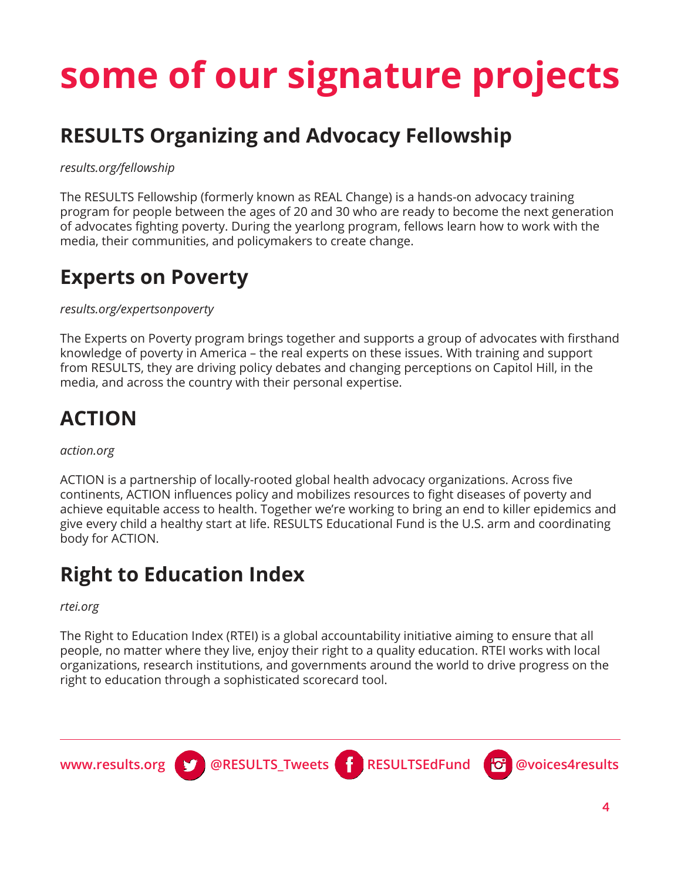# some of our signature projects

## RESULTS Organizing and Advocacy Fellowship

*results.org/fellowship*

The RESULTS Fellowship (formerly known as REAL Change) is a hands-on advocacy training program for people between the ages of 20 and 30 who are ready to become the next generation of advocates fighting poverty. During the yearlong program, fellows learn how to work with the media, their communities, and policymakers to create change.

## Experts on Poverty

*results.org/expertsonpoverty*

The Experts on Poverty program brings together and supports a group of advocates with firsthand knowledge of poverty in America – the real experts on these issues. With training and support from RESULTS, they are driving policy debates and changing perceptions on Capitol Hill, in the media, and across the country with their personal expertise.

## ACTION

*action.org*

ACTION is a partnership of locally-rooted global health advocacy organizations. Across five continents, ACTION influences policy and mobilizes resources to fight diseases of poverty and achieve equitable access to health. Together we're working to bring an end to killer epidemics and give every child a healthy start at life. RESULTS Educational Fund is the U.S. arm and coordinating body for ACTION.

## Right to Education Index

*rtei.org*

The Right to Education Index (RTEI) is a global accountability initiative aiming to ensure that all people, no matter where they live, enjoy their right to a quality education. RTEI works with local organizations, research institutions, and governments around the world to drive progress on the right to education through a sophisticated scorecard tool.

www.results.org @RESULTS_Tweets RESULTSEdFund @voices4results